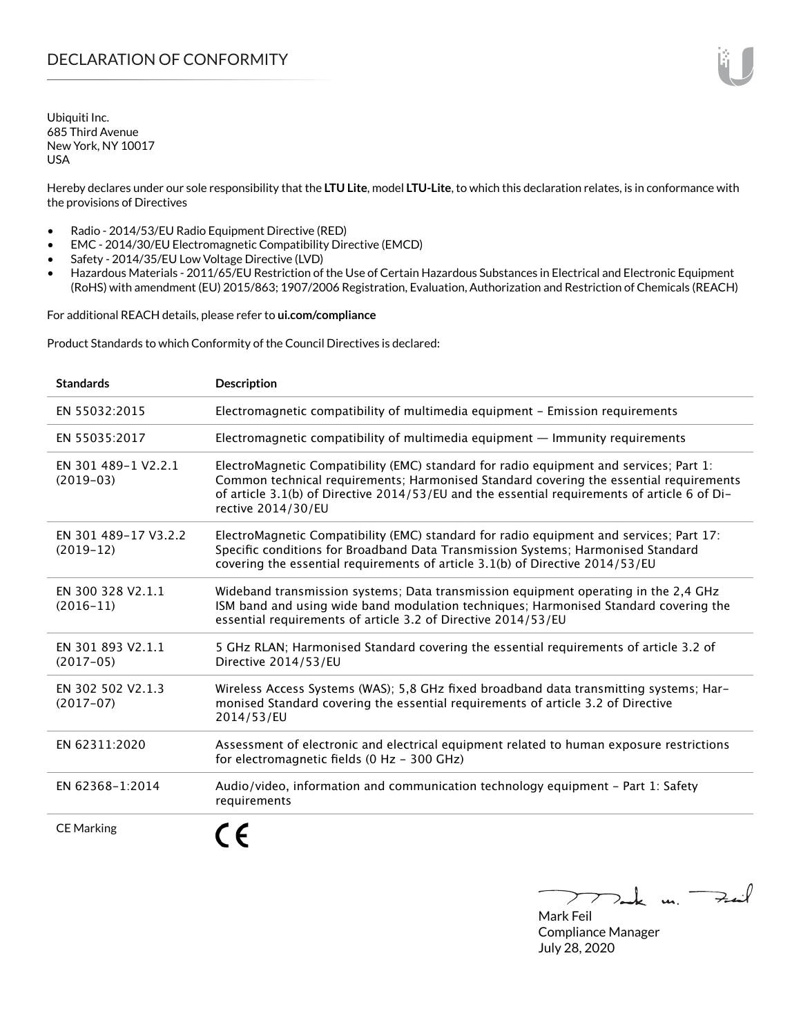# DECLARATION OF CONFORMITY

Ubiquiti Inc.
685 Third Avenue
New York, NY 10017
USA

Hereby declares under our sole responsibility that the **LTU Lite**, model **LTU-Lite**, to which this declaration relates, is in conformance with the provisions of Directives

- Radio - 2014/53/EU Radio Equipment Directive (RED)
- EMC - 2014/30/EU Electromagnetic Compatibility Directive (EMCD)
- Safety - 2014/35/EU Low Voltage Directive (LVD)
- Hazardous Materials - 2011/65/EU Restriction of the Use of Certain Hazardous Substances in Electrical and Electronic Equipment (RoHS) with amendment (EU) 2015/863; 1907/2006 Registration, Evaluation, Authorization and Restriction of Chemicals (REACH)

For additional REACH details, please refer to **ui.com/compliance**

Product Standards to which Conformity of the Council Directives is declared:

| Standards | Description |
|---|---|
| EN 55032:2015 | Electromagnetic compatibility of multimedia equipment – Emission requirements |
| EN 55035:2017 | Electromagnetic compatibility of multimedia equipment — Immunity requirements |
| EN 301 489-1 V2.2.1 (2019-03) | ElectroMagnetic Compatibility (EMC) standard for radio equipment and services; Part 1: Common technical requirements; Harmonised Standard covering the essential requirements of article 3.1(b) of Directive 2014/53/EU and the essential requirements of article 6 of Directive 2014/30/EU |
| EN 301 489-17 V3.2.2 (2019-12) | ElectroMagnetic Compatibility (EMC) standard for radio equipment and services; Part 17: Specific conditions for Broadband Data Transmission Systems; Harmonised Standard covering the essential requirements of article 3.1(b) of Directive 2014/53/EU |
| EN 300 328 V2.1.1 (2016-11) | Wideband transmission systems; Data transmission equipment operating in the 2,4 GHz ISM band and using wide band modulation techniques; Harmonised Standard covering the essential requirements of article 3.2 of Directive 2014/53/EU |
| EN 301 893 V2.1.1 (2017-05) | 5 GHz RLAN; Harmonised Standard covering the essential requirements of article 3.2 of Directive 2014/53/EU |
| EN 302 502 V2.1.3 (2017-07) | Wireless Access Systems (WAS); 5,8 GHz fixed broadband data transmitting systems; Harmonised Standard covering the essential requirements of article 3.2 of Directive 2014/53/EU |
| EN 62311:2020 | Assessment of electronic and electrical equipment related to human exposure restrictions for electromagnetic fields (0 Hz - 300 GHz) |
| EN 62368-1:2014 | Audio/video, information and communication technology equipment – Part 1: Safety requirements |
| CE Marking | CE |

Mark Feil
Compliance Manager
July 28, 2020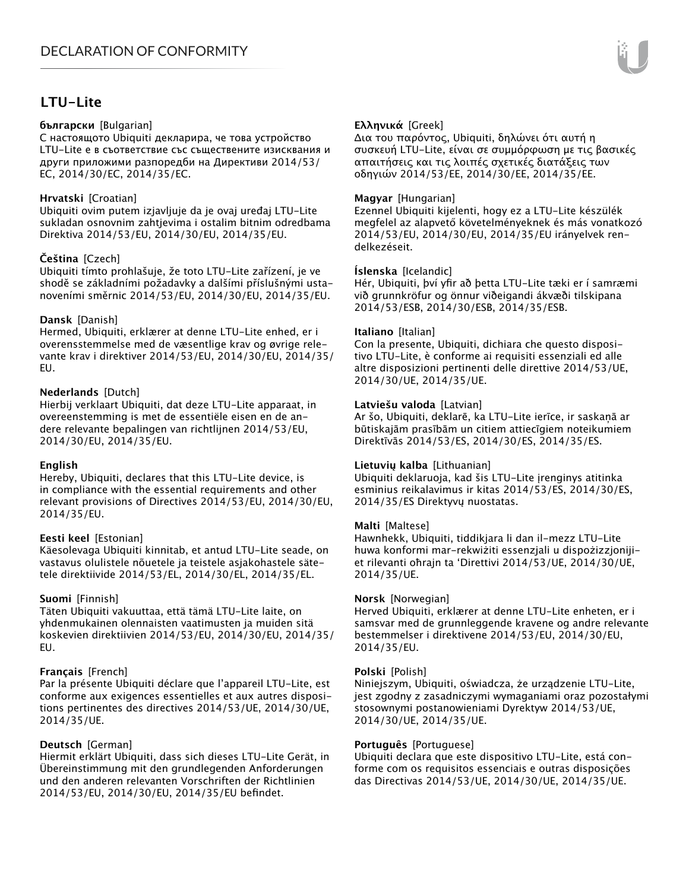## LTU-Lite

**български** [Bulgarian]
С настоящото Ubiquiti декларира, че това устройство LTU-Lite е в съответствие със съществените изисквания и други приложими разпоредби на Директиви 2014/53/EC, 2014/30/EC, 2014/35/EC.

**Hrvatski** [Croatian]
Ubiquiti ovim putem izjavljuje da je ovaj uređaj LTU-Lite sukladan osnovnim zahtjevima i ostalim bitnim odredbama Direktiva 2014/53/EU, 2014/30/EU, 2014/35/EU.

**Čeština** [Czech]
Ubiquiti tímto prohlašuje, že toto LTU-Lite zařízení, je ve shodě se základními požadavky a dalšími příslušnými ustanoveními směrnic 2014/53/EU, 2014/30/EU, 2014/35/EU.

**Dansk** [Danish]
Hermed, Ubiquiti, erklærer at denne LTU-Lite enhed, er i overensstemmelse med de væsentlige krav og øvrige relevante krav i direktiver 2014/53/EU, 2014/30/EU, 2014/35/EU.

**Nederlands** [Dutch]
Hierbij verklaart Ubiquiti, dat deze LTU-Lite apparaat, in overeenstemming is met de essentiële eisen en de andere relevante bepalingen van richtlijnen 2014/53/EU, 2014/30/EU, 2014/35/EU.

**English**
Hereby, Ubiquiti, declares that this LTU-Lite device, is in compliance with the essential requirements and other relevant provisions of Directives 2014/53/EU, 2014/30/EU, 2014/35/EU.

**Eesti keel** [Estonian]
Käesolevaga Ubiquiti kinnitab, et antud LTU-Lite seade, on vastavus olulistele nõuetele ja teistele asjakohastele sätetele direktiivide 2014/53/EL, 2014/30/EL, 2014/35/EL.

**Suomi** [Finnish]
Täten Ubiquiti vakuuttaa, että tämä LTU-Lite laite, on yhdenmukainen olennaisten vaatimusten ja muiden sitä koskevien direktiivien 2014/53/EU, 2014/30/EU, 2014/35/EU.

**Français** [French]
Par la présente Ubiquiti déclare que l'appareil LTU-Lite, est conforme aux exigences essentielles et aux autres dispositions pertinentes des directives 2014/53/UE, 2014/30/UE, 2014/35/UE.

**Deutsch** [German]
Hiermit erklärt Ubiquiti, dass sich dieses LTU-Lite Gerät, in Übereinstimmung mit den grundlegenden Anforderungen und den anderen relevanten Vorschriften der Richtlinien 2014/53/EU, 2014/30/EU, 2014/35/EU befindet.

**Ελληνικά** [Greek]
Δια του παρόντος, Ubiquiti, δηλώνει ότι αυτή η συσκευή LTU-Lite, είναι σε συμμόρφωση με τις βασικές απαιτήσεις και τις λοιπές σχετικές διατάξεις των οδηγιών 2014/53/EE, 2014/30/EE, 2014/35/EE.

**Magyar** [Hungarian]
Ezennel Ubiquiti kijelenti, hogy ez a LTU-Lite készülék megfelel az alapvető követelményeknek és más vonatkozó 2014/53/EU, 2014/30/EU, 2014/35/EU irányelvek rendelkezéseit.

**Íslenska** [Icelandic]
Hér, Ubiquiti, því yfir að þetta LTU-Lite tæki er í samræmi við grunnkröfur og önnur viðeigandi ákvæði tilskipana 2014/53/ESB, 2014/30/ESB, 2014/35/ESB.

**Italiano** [Italian]
Con la presente, Ubiquiti, dichiara che questo dispositivo LTU-Lite, è conforme ai requisiti essenziali ed alle altre disposizioni pertinenti delle direttive 2014/53/UE, 2014/30/UE, 2014/35/UE.

**Latviešu valoda** [Latvian]
Ar šo, Ubiquiti, deklarē, ka LTU-Lite ierīce, ir saskaņā ar būtiskajām prasībām un citiem attiecīgiem noteikumiem Direktīvās 2014/53/ES, 2014/30/ES, 2014/35/ES.

**Lietuvių kalba** [Lithuanian]
Ubiquiti deklaruoja, kad šis LTU-Lite įrenginys atitinka esminius reikalavimus ir kitas 2014/53/ES, 2014/30/ES, 2014/35/ES Direktyvų nuostatas.

**Malti** [Maltese]
Hawnhekk, Ubiquiti, tiddikjara li dan il-mezz LTU-Lite huwa konformi mar-rekwiżiti essenzjali u dispożizzjonijiet rilevanti oħrajn ta 'Direttivi 2014/53/UE, 2014/30/UE, 2014/35/UE.

**Norsk** [Norwegian]
Herved Ubiquiti, erklærer at denne LTU-Lite enheten, er i samsvar med de grunnleggende kravene og andre relevante bestemmelser i direktivene 2014/53/EU, 2014/30/EU, 2014/35/EU.

**Polski** [Polish]
Niniejszym, Ubiquiti, oświadcza, że urządzenie LTU-Lite, jest zgodny z zasadniczymi wymaganiami oraz pozostałymi stosownymi postanowieniami Dyrektyw 2014/53/UE, 2014/30/UE, 2014/35/UE.

**Português** [Portuguese]
Ubiquiti declara que este dispositivo LTU-Lite, está conforme com os requisitos essenciais e outras disposições das Directivas 2014/53/UE, 2014/30/UE, 2014/35/UE.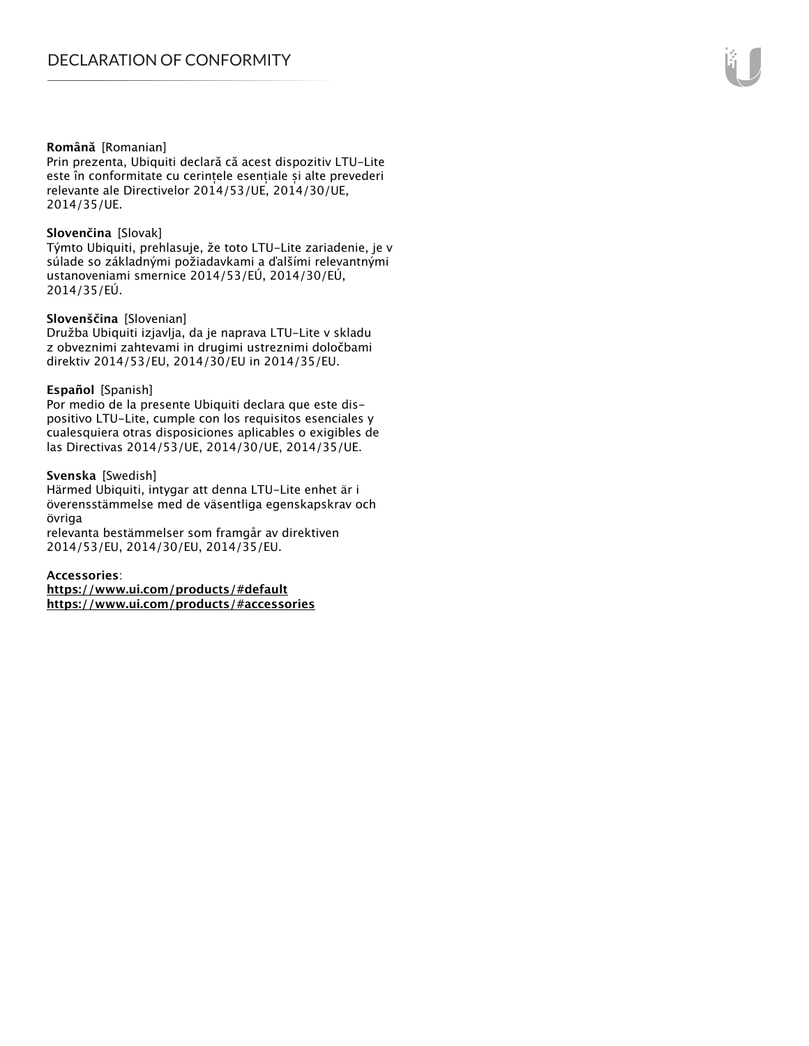**Română** [Romanian]
Prin prezenta, Ubiquiti declară că acest dispozitiv LTU-Lite este în conformitate cu cerințele esențiale și alte prevederi relevante ale Directivelor 2014/53/UE, 2014/30/UE, 2014/35/UE.

**Slovenčina** [Slovak]
Týmto Ubiquiti, prehlasuje, že toto LTU-Lite zariadenie, je v súlade so základnými požiadavkami a ďalšími relevantnými ustanoveniami smernice 2014/53/EÚ, 2014/30/EÚ, 2014/35/EÚ.

**Slovenščina** [Slovenian]
Družba Ubiquiti izjavlja, da je naprava LTU-Lite v skladu z obveznimi zahtevami in drugimi ustreznimi določbami direktiv 2014/53/EU, 2014/30/EU in 2014/35/EU.

**Español** [Spanish]
Por medio de la presente Ubiquiti declara que este dispositivo LTU-Lite, cumple con los requisitos esenciales y cualesquiera otras disposiciones aplicables o exigibles de las Directivas 2014/53/UE, 2014/30/UE, 2014/35/UE.

**Svenska** [Swedish]
Härmed Ubiquiti, intygar att denna LTU-Lite enhet är i överensstämmelse med de väsentliga egenskapskrav och övriga
relevanta bestämmelser som framgår av direktiven 2014/53/EU, 2014/30/EU, 2014/35/EU.

**Accessories**:
**https://www.ui.com/products/#default**
**https://www.ui.com/products/#accessories**